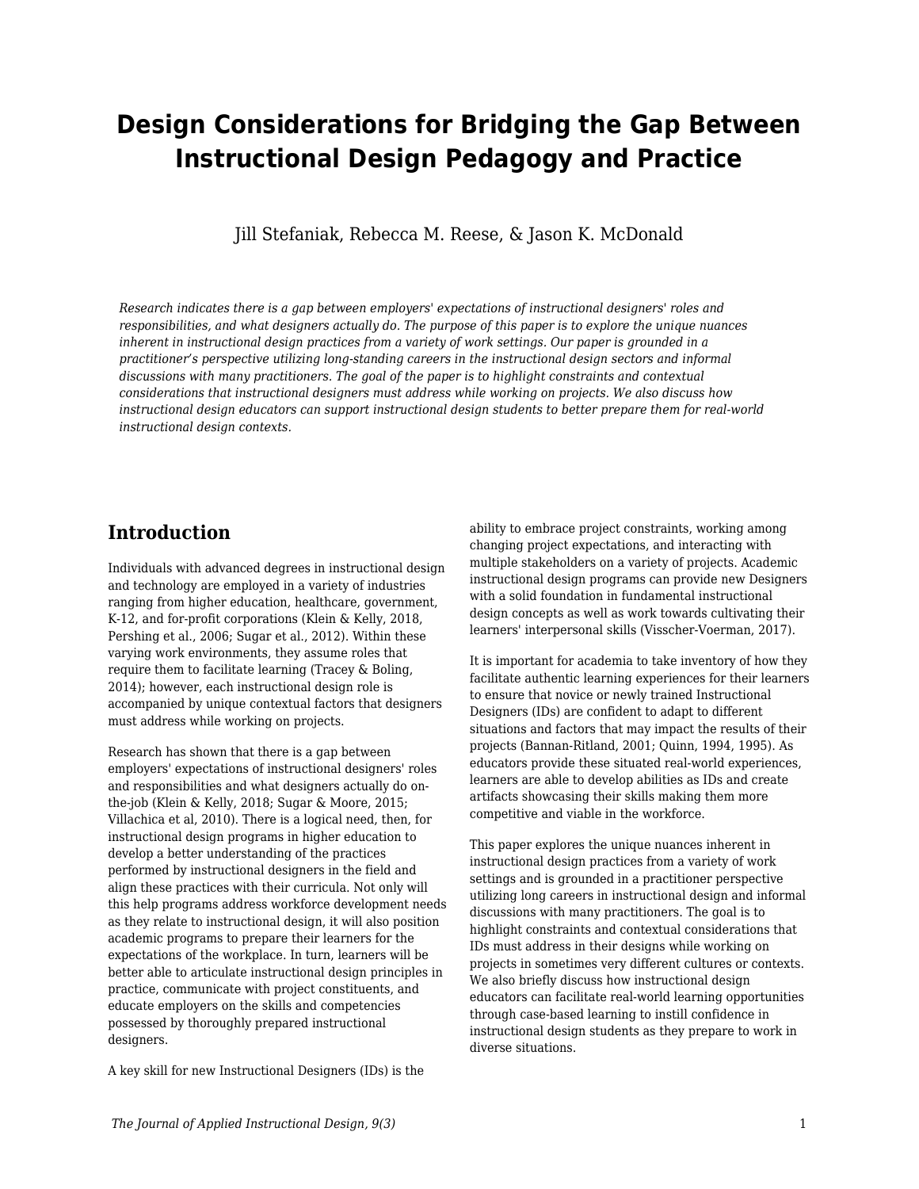# Design Considerations for Bridging the Gap Between Instructional Design Pedagogy and Practice

Jill Stefaniak, Rebecca M. Reese, & Jason K. McDonald

*Research indicates there is a gap between employers' expectations of instructional designers' roles and responsibilities, and what designers actually do. The purpose of this paper is to explore the unique nuances inherent in instructional design practices from a variety of work settings. Our paper is grounded in a practitioner's perspective utilizing long-standing careers in the instructional design sectors and informal discussions with many practitioners. The goal of the paper is to highlight constraints and contextual considerations that instructional designers must address while working on projects. We also discuss how instructional design educators can support instructional design students to better prepare them for real-world instructional design contexts.*

## Introduction

Individuals with advanced degrees in instructional design and technology are employed in a variety of industries ranging from higher education, healthcare, government, K-12, and for-profit corporations (Klein & Kelly, 2018, Pershing et al., 2006; Sugar et al., 2012). Within these varying work environments, they assume roles that require them to facilitate learning (Tracey & Boling, 2014); however, each instructional design role is accompanied by unique contextual factors that designers must address while working on projects.

Research has shown that there is a gap between employers' expectations of instructional designers' roles and responsibilities and what designers actually do on-the-job (Klein & Kelly, 2018; Sugar & Moore, 2015; Villachica et al, 2010). There is a logical need, then, for instructional design programs in higher education to develop a better understanding of the practices performed by instructional designers in the field and align these practices with their curricula. Not only will this help programs address workforce development needs as they relate to instructional design, it will also position academic programs to prepare their learners for the expectations of the workplace. In turn, learners will be better able to articulate instructional design principles in practice, communicate with project constituents, and educate employers on the skills and competencies possessed by thoroughly prepared instructional designers.

A key skill for new Instructional Designers (IDs) is the ability to embrace project constraints, working among changing project expectations, and interacting with multiple stakeholders on a variety of projects. Academic instructional design programs can provide new Designers with a solid foundation in fundamental instructional design concepts as well as work towards cultivating their learners' interpersonal skills (Visscher-Voerman, 2017).

It is important for academia to take inventory of how they facilitate authentic learning experiences for their learners to ensure that novice or newly trained Instructional Designers (IDs) are confident to adapt to different situations and factors that may impact the results of their projects (Bannan-Ritland, 2001; Quinn, 1994, 1995). As educators provide these situated real-world experiences, learners are able to develop abilities as IDs and create artifacts showcasing their skills making them more competitive and viable in the workforce.

This paper explores the unique nuances inherent in instructional design practices from a variety of work settings and is grounded in a practitioner perspective utilizing long careers in instructional design and informal discussions with many practitioners. The goal is to highlight constraints and contextual considerations that IDs must address in their designs while working on projects in sometimes very different cultures or contexts. We also briefly discuss how instructional design educators can facilitate real-world learning opportunities through case-based learning to instill confidence in instructional design students as they prepare to work in diverse situations.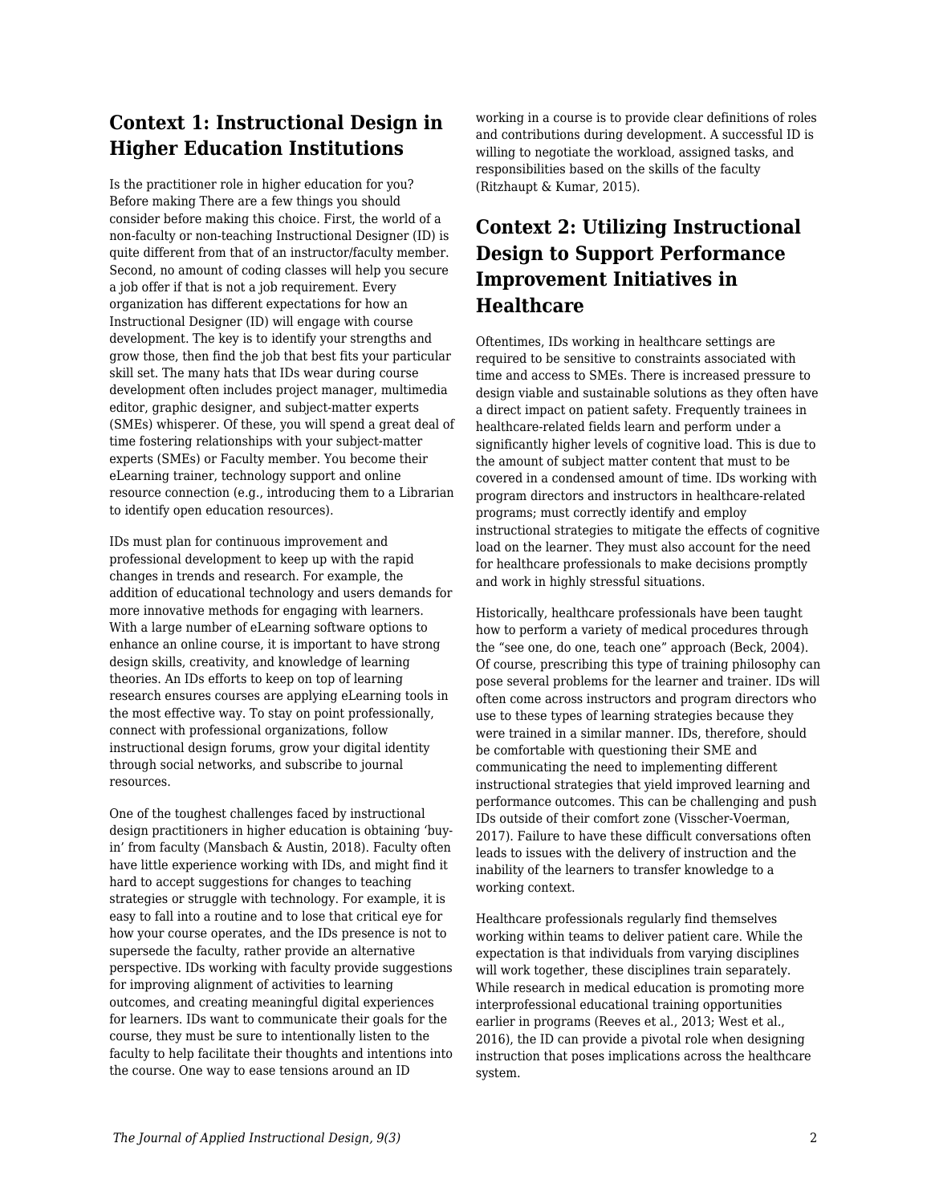## Context 1: Instructional Design in Higher Education Institutions

Is the practitioner role in higher education for you? Before making There are a few things you should consider before making this choice. First, the world of a non-faculty or non-teaching Instructional Designer (ID) is quite different from that of an instructor/faculty member. Second, no amount of coding classes will help you secure a job offer if that is not a job requirement. Every organization has different expectations for how an Instructional Designer (ID) will engage with course development. The key is to identify your strengths and grow those, then find the job that best fits your particular skill set. The many hats that IDs wear during course development often includes project manager, multimedia editor, graphic designer, and subject-matter experts (SMEs) whisperer. Of these, you will spend a great deal of time fostering relationships with your subject-matter experts (SMEs) or Faculty member. You become their eLearning trainer, technology support and online resource connection (e.g., introducing them to a Librarian to identify open education resources).

IDs must plan for continuous improvement and professional development to keep up with the rapid changes in trends and research. For example, the addition of educational technology and users demands for more innovative methods for engaging with learners. With a large number of eLearning software options to enhance an online course, it is important to have strong design skills, creativity, and knowledge of learning theories. An IDs efforts to keep on top of learning research ensures courses are applying eLearning tools in the most effective way. To stay on point professionally, connect with professional organizations, follow instructional design forums, grow your digital identity through social networks, and subscribe to journal resources.

One of the toughest challenges faced by instructional design practitioners in higher education is obtaining 'buy-in' from faculty (Mansbach & Austin, 2018). Faculty often have little experience working with IDs, and might find it hard to accept suggestions for changes to teaching strategies or struggle with technology. For example, it is easy to fall into a routine and to lose that critical eye for how your course operates, and the IDs presence is not to supersede the faculty, rather provide an alternative perspective. IDs working with faculty provide suggestions for improving alignment of activities to learning outcomes, and creating meaningful digital experiences for learners. IDs want to communicate their goals for the course, they must be sure to intentionally listen to the faculty to help facilitate their thoughts and intentions into the course. One way to ease tensions around an ID working in a course is to provide clear definitions of roles and contributions during development. A successful ID is willing to negotiate the workload, assigned tasks, and responsibilities based on the skills of the faculty (Ritzhaupt & Kumar, 2015).

## Context 2: Utilizing Instructional Design to Support Performance Improvement Initiatives in Healthcare

Oftentimes, IDs working in healthcare settings are required to be sensitive to constraints associated with time and access to SMEs. There is increased pressure to design viable and sustainable solutions as they often have a direct impact on patient safety. Frequently trainees in healthcare-related fields learn and perform under a significantly higher levels of cognitive load. This is due to the amount of subject matter content that must to be covered in a condensed amount of time. IDs working with program directors and instructors in healthcare-related programs; must correctly identify and employ instructional strategies to mitigate the effects of cognitive load on the learner. They must also account for the need for healthcare professionals to make decisions promptly and work in highly stressful situations.

Historically, healthcare professionals have been taught how to perform a variety of medical procedures through the "see one, do one, teach one" approach (Beck, 2004). Of course, prescribing this type of training philosophy can pose several problems for the learner and trainer. IDs will often come across instructors and program directors who use to these types of learning strategies because they were trained in a similar manner. IDs, therefore, should be comfortable with questioning their SME and communicating the need to implementing different instructional strategies that yield improved learning and performance outcomes. This can be challenging and push IDs outside of their comfort zone (Visscher-Voerman, 2017). Failure to have these difficult conversations often leads to issues with the delivery of instruction and the inability of the learners to transfer knowledge to a working context.

Healthcare professionals regularly find themselves working within teams to deliver patient care. While the expectation is that individuals from varying disciplines will work together, these disciplines train separately. While research in medical education is promoting more interprofessional educational training opportunities earlier in programs (Reeves et al., 2013; West et al., 2016), the ID can provide a pivotal role when designing instruction that poses implications across the healthcare system.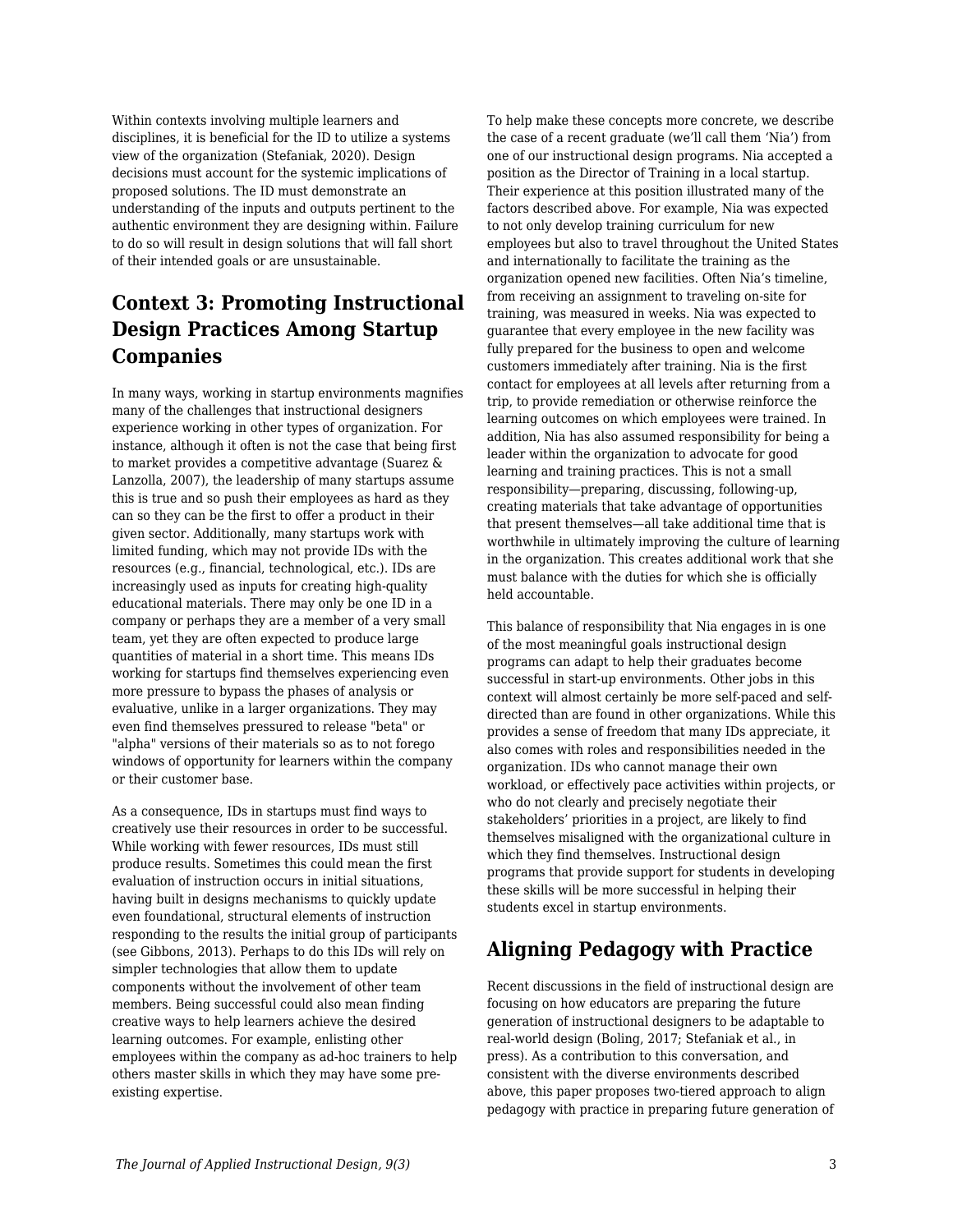Within contexts involving multiple learners and disciplines, it is beneficial for the ID to utilize a systems view of the organization (Stefaniak, 2020). Design decisions must account for the systemic implications of proposed solutions. The ID must demonstrate an understanding of the inputs and outputs pertinent to the authentic environment they are designing within. Failure to do so will result in design solutions that will fall short of their intended goals or are unsustainable.

## Context 3: Promoting Instructional Design Practices Among Startup Companies

In many ways, working in startup environments magnifies many of the challenges that instructional designers experience working in other types of organization. For instance, although it often is not the case that being first to market provides a competitive advantage (Suarez & Lanzolla, 2007), the leadership of many startups assume this is true and so push their employees as hard as they can so they can be the first to offer a product in their given sector. Additionally, many startups work with limited funding, which may not provide IDs with the resources (e.g., financial, technological, etc.). IDs are increasingly used as inputs for creating high-quality educational materials. There may only be one ID in a company or perhaps they are a member of a very small team, yet they are often expected to produce large quantities of material in a short time. This means IDs working for startups find themselves experiencing even more pressure to bypass the phases of analysis or evaluative, unlike in a larger organizations. They may even find themselves pressured to release "beta" or "alpha" versions of their materials so as to not forego windows of opportunity for learners within the company or their customer base.

As a consequence, IDs in startups must find ways to creatively use their resources in order to be successful. While working with fewer resources, IDs must still produce results. Sometimes this could mean the first evaluation of instruction occurs in initial situations, having built in designs mechanisms to quickly update even foundational, structural elements of instruction responding to the results the initial group of participants (see Gibbons, 2013). Perhaps to do this IDs will rely on simpler technologies that allow them to update components without the involvement of other team members. Being successful could also mean finding creative ways to help learners achieve the desired learning outcomes. For example, enlisting other employees within the company as ad-hoc trainers to help others master skills in which they may have some pre-existing expertise.

To help make these concepts more concrete, we describe the case of a recent graduate (we'll call them 'Nia') from one of our instructional design programs. Nia accepted a position as the Director of Training in a local startup. Their experience at this position illustrated many of the factors described above. For example, Nia was expected to not only develop training curriculum for new employees but also to travel throughout the United States and internationally to facilitate the training as the organization opened new facilities. Often Nia's timeline, from receiving an assignment to traveling on-site for training, was measured in weeks. Nia was expected to guarantee that every employee in the new facility was fully prepared for the business to open and welcome customers immediately after training. Nia is the first contact for employees at all levels after returning from a trip, to provide remediation or otherwise reinforce the learning outcomes on which employees were trained. In addition, Nia has also assumed responsibility for being a leader within the organization to advocate for good learning and training practices. This is not a small responsibility—preparing, discussing, following-up, creating materials that take advantage of opportunities that present themselves—all take additional time that is worthwhile in ultimately improving the culture of learning in the organization. This creates additional work that she must balance with the duties for which she is officially held accountable.

This balance of responsibility that Nia engages in is one of the most meaningful goals instructional design programs can adapt to help their graduates become successful in start-up environments. Other jobs in this context will almost certainly be more self-paced and self-directed than are found in other organizations. While this provides a sense of freedom that many IDs appreciate, it also comes with roles and responsibilities needed in the organization. IDs who cannot manage their own workload, or effectively pace activities within projects, or who do not clearly and precisely negotiate their stakeholders' priorities in a project, are likely to find themselves misaligned with the organizational culture in which they find themselves. Instructional design programs that provide support for students in developing these skills will be more successful in helping their students excel in startup environments.

## Aligning Pedagogy with Practice

Recent discussions in the field of instructional design are focusing on how educators are preparing the future generation of instructional designers to be adaptable to real-world design (Boling, 2017; Stefaniak et al., in press). As a contribution to this conversation, and consistent with the diverse environments described above, this paper proposes two-tiered approach to align pedagogy with practice in preparing future generation of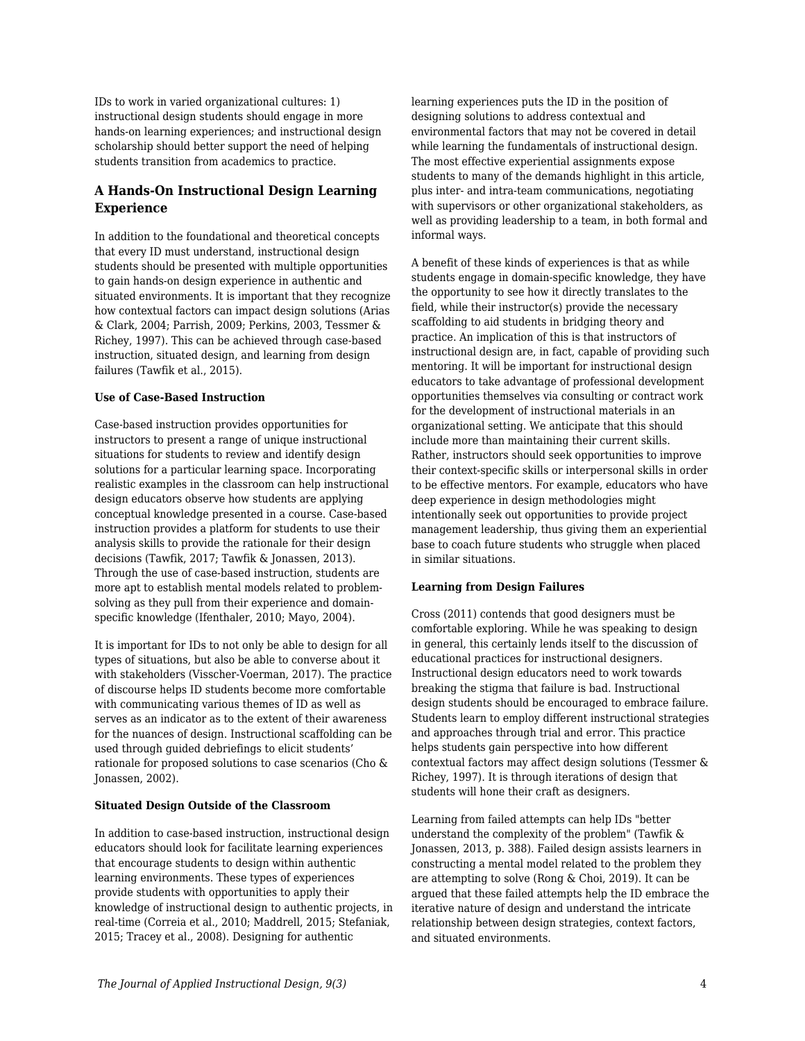IDs to work in varied organizational cultures: 1) instructional design students should engage in more hands-on learning experiences; and instructional design scholarship should better support the need of helping students transition from academics to practice.

### A Hands-On Instructional Design Learning Experience

In addition to the foundational and theoretical concepts that every ID must understand, instructional design students should be presented with multiple opportunities to gain hands-on design experience in authentic and situated environments. It is important that they recognize how contextual factors can impact design solutions (Arias & Clark, 2004; Parrish, 2009; Perkins, 2003, Tessmer & Richey, 1997). This can be achieved through case-based instruction, situated design, and learning from design failures (Tawfik et al., 2015).

#### Use of Case-Based Instruction

Case-based instruction provides opportunities for instructors to present a range of unique instructional situations for students to review and identify design solutions for a particular learning space. Incorporating realistic examples in the classroom can help instructional design educators observe how students are applying conceptual knowledge presented in a course. Case-based instruction provides a platform for students to use their analysis skills to provide the rationale for their design decisions (Tawfik, 2017; Tawfik & Jonassen, 2013). Through the use of case-based instruction, students are more apt to establish mental models related to problem-solving as they pull from their experience and domain-specific knowledge (Ifenthaler, 2010; Mayo, 2004).

It is important for IDs to not only be able to design for all types of situations, but also be able to converse about it with stakeholders (Visscher-Voerman, 2017). The practice of discourse helps ID students become more comfortable with communicating various themes of ID as well as serves as an indicator as to the extent of their awareness for the nuances of design. Instructional scaffolding can be used through guided debriefings to elicit students' rationale for proposed solutions to case scenarios (Cho & Jonassen, 2002).

#### Situated Design Outside of the Classroom

In addition to case-based instruction, instructional design educators should look for facilitate learning experiences that encourage students to design within authentic learning environments. These types of experiences provide students with opportunities to apply their knowledge of instructional design to authentic projects, in real-time (Correia et al., 2010; Maddrell, 2015; Stefaniak, 2015; Tracey et al., 2008). Designing for authentic learning experiences puts the ID in the position of designing solutions to address contextual and environmental factors that may not be covered in detail while learning the fundamentals of instructional design. The most effective experiential assignments expose students to many of the demands highlight in this article, plus inter- and intra-team communications, negotiating with supervisors or other organizational stakeholders, as well as providing leadership to a team, in both formal and informal ways.

A benefit of these kinds of experiences is that as while students engage in domain-specific knowledge, they have the opportunity to see how it directly translates to the field, while their instructor(s) provide the necessary scaffolding to aid students in bridging theory and practice. An implication of this is that instructors of instructional design are, in fact, capable of providing such mentoring. It will be important for instructional design educators to take advantage of professional development opportunities themselves via consulting or contract work for the development of instructional materials in an organizational setting. We anticipate that this should include more than maintaining their current skills. Rather, instructors should seek opportunities to improve their context-specific skills or interpersonal skills in order to be effective mentors. For example, educators who have deep experience in design methodologies might intentionally seek out opportunities to provide project management leadership, thus giving them an experiential base to coach future students who struggle when placed in similar situations.

#### Learning from Design Failures

Cross (2011) contends that good designers must be comfortable exploring. While he was speaking to design in general, this certainly lends itself to the discussion of educational practices for instructional designers. Instructional design educators need to work towards breaking the stigma that failure is bad. Instructional design students should be encouraged to embrace failure. Students learn to employ different instructional strategies and approaches through trial and error. This practice helps students gain perspective into how different contextual factors may affect design solutions (Tessmer & Richey, 1997). It is through iterations of design that students will hone their craft as designers.

Learning from failed attempts can help IDs "better understand the complexity of the problem" (Tawfik & Jonassen, 2013, p. 388). Failed design assists learners in constructing a mental model related to the problem they are attempting to solve (Rong & Choi, 2019). It can be argued that these failed attempts help the ID embrace the iterative nature of design and understand the intricate relationship between design strategies, context factors, and situated environments.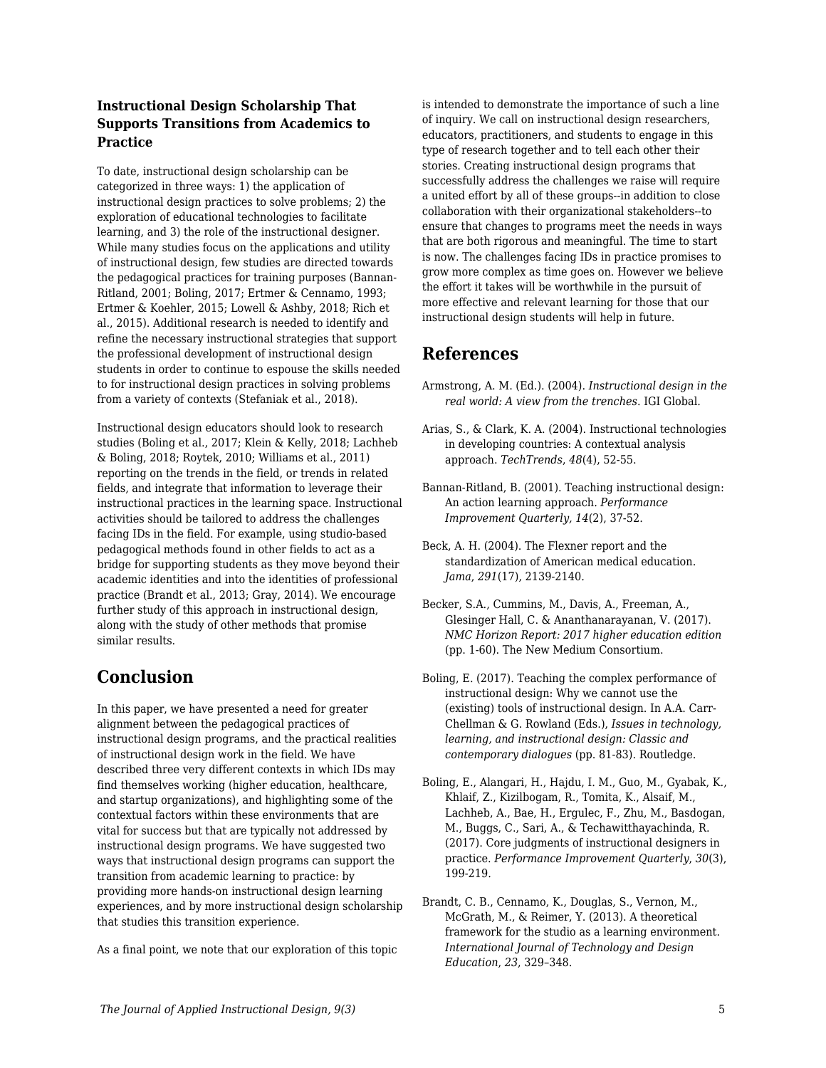### Instructional Design Scholarship That Supports Transitions from Academics to Practice

To date, instructional design scholarship can be categorized in three ways: 1) the application of instructional design practices to solve problems; 2) the exploration of educational technologies to facilitate learning, and 3) the role of the instructional designer. While many studies focus on the applications and utility of instructional design, few studies are directed towards the pedagogical practices for training purposes (Bannan-Ritland, 2001; Boling, 2017; Ertmer & Cennamo, 1993; Ertmer & Koehler, 2015; Lowell & Ashby, 2018; Rich et al., 2015). Additional research is needed to identify and refine the necessary instructional strategies that support the professional development of instructional design students in order to continue to espouse the skills needed to for instructional design practices in solving problems from a variety of contexts (Stefaniak et al., 2018).

Instructional design educators should look to research studies (Boling et al., 2017; Klein & Kelly, 2018; Lachheb & Boling, 2018; Roytek, 2010; Williams et al., 2011) reporting on the trends in the field, or trends in related fields, and integrate that information to leverage their instructional practices in the learning space. Instructional activities should be tailored to address the challenges facing IDs in the field. For example, using studio-based pedagogical methods found in other fields to act as a bridge for supporting students as they move beyond their academic identities and into the identities of professional practice (Brandt et al., 2013; Gray, 2014). We encourage further study of this approach in instructional design, along with the study of other methods that promise similar results.

## Conclusion

In this paper, we have presented a need for greater alignment between the pedagogical practices of instructional design programs, and the practical realities of instructional design work in the field. We have described three very different contexts in which IDs may find themselves working (higher education, healthcare, and startup organizations), and highlighting some of the contextual factors within these environments that are vital for success but that are typically not addressed by instructional design programs. We have suggested two ways that instructional design programs can support the transition from academic learning to practice: by providing more hands-on instructional design learning experiences, and by more instructional design scholarship that studies this transition experience.

As a final point, we note that our exploration of this topic is intended to demonstrate the importance of such a line of inquiry. We call on instructional design researchers, educators, practitioners, and students to engage in this type of research together and to tell each other their stories. Creating instructional design programs that successfully address the challenges we raise will require a united effort by all of these groups--in addition to close collaboration with their organizational stakeholders--to ensure that changes to programs meet the needs in ways that are both rigorous and meaningful. The time to start is now. The challenges facing IDs in practice promises to grow more complex as time goes on. However we believe the effort it takes will be worthwhile in the pursuit of more effective and relevant learning for those that our instructional design students will help in future.

## References

Armstrong, A. M. (Ed.). (2004). *Instructional design in the real world: A view from the trenches*. IGI Global.

Arias, S., & Clark, K. A. (2004). Instructional technologies in developing countries: A contextual analysis approach. *TechTrends*, *48*(4), 52-55.

Bannan-Ritland, B. (2001). Teaching instructional design: An action learning approach. *Performance Improvement Quarterly, 14*(2), 37-52.

Beck, A. H. (2004). The Flexner report and the standardization of American medical education. *Jama*, *291*(17), 2139-2140.

Becker, S.A., Cummins, M., Davis, A., Freeman, A., Glesinger Hall, C. & Ananthanarayanan, V. (2017). *NMC Horizon Report: 2017 higher education edition* (pp. 1-60). The New Medium Consortium.

Boling, E. (2017). Teaching the complex performance of instructional design: Why we cannot use the (existing) tools of instructional design. In A.A. Carr-Chellman & G. Rowland (Eds.), *Issues in technology, learning, and instructional design: Classic and contemporary dialogues* (pp. 81-83). Routledge.

Boling, E., Alangari, H., Hajdu, I. M., Guo, M., Gyabak, K., Khlaif, Z., Kizilbogam, R., Tomita, K., Alsaif, M., Lachheb, A., Bae, H., Ergulec, F., Zhu, M., Basdogan, M., Buggs, C., Sari, A., & Techawitthayachinda, R. (2017). Core judgments of instructional designers in practice. *Performance Improvement Quarterly*, *30*(3), 199-219.

Brandt, C. B., Cennamo, K., Douglas, S., Vernon, M., McGrath, M., & Reimer, Y. (2013). A theoretical framework for the studio as a learning environment. *International Journal of Technology and Design Education*, *23*, 329–348.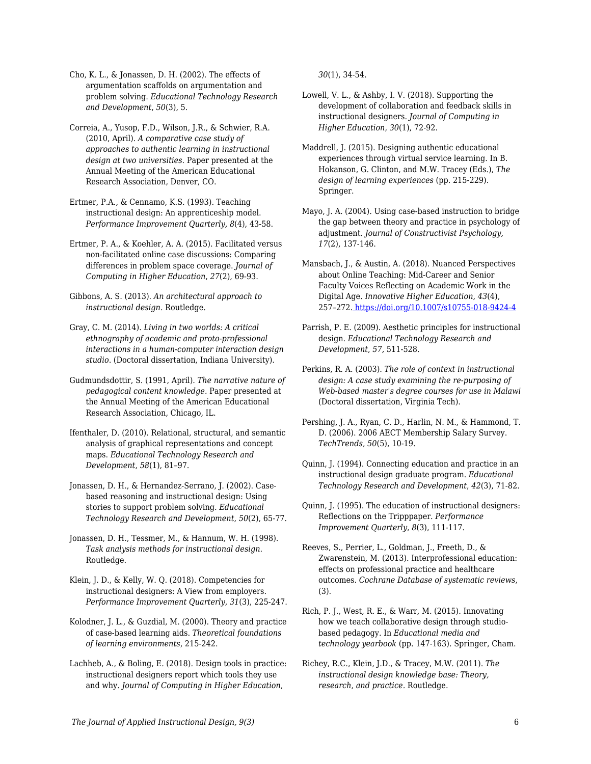Cho, K. L., & Jonassen, D. H. (2002). The effects of argumentation scaffolds on argumentation and problem solving. *Educational Technology Research and Development*, *50*(3), 5.

Correia, A., Yusop, F.D., Wilson, J.R., & Schwier, R.A. (2010, April). *A comparative case study of approaches to authentic learning in instructional design at two universities.* Paper presented at the Annual Meeting of the American Educational Research Association, Denver, CO.

Ertmer, P.A., & Cennamo, K.S. (1993). Teaching instructional design: An apprenticeship model. *Performance Improvement Quarterly, 8*(4), 43-58.

Ertmer, P. A., & Koehler, A. A. (2015). Facilitated versus non-facilitated online case discussions: Comparing differences in problem space coverage. *Journal of Computing in Higher Education*, *27*(2), 69-93.

Gibbons, A. S. (2013). *An architectural approach to instructional design*. Routledge.

Gray, C. M. (2014). *Living in two worlds: A critical ethnography of academic and proto-professional interactions in a human-computer interaction design studio*. (Doctoral dissertation, Indiana University).

Gudmundsdottir, S. (1991, April). *The narrative nature of pedagogical content knowledge*. Paper presented at the Annual Meeting of the American Educational Research Association, Chicago, IL.

Ifenthaler, D. (2010). Relational, structural, and semantic analysis of graphical representations and concept maps. *Educational Technology Research and Development, 58*(1), 81–97.

Jonassen, D. H., & Hernandez-Serrano, J. (2002). Case-based reasoning and instructional design: Using stories to support problem solving. *Educational Technology Research and Development*, *50*(2), 65-77.

Jonassen, D. H., Tessmer, M., & Hannum, W. H. (1998). *Task analysis methods for instructional design*. Routledge.

Klein, J. D., & Kelly, W. Q. (2018). Competencies for instructional designers: A View from employers. *Performance Improvement Quarterly*, *31*(3), 225-247.

Kolodner, J. L., & Guzdial, M. (2000). Theory and practice of case-based learning aids. *Theoretical foundations of learning environments*, 215-242.

Lachheb, A., & Boling, E. (2018). Design tools in practice: instructional designers report which tools they use and why. *Journal of Computing in Higher Education*, *30*(1), 34-54.

Lowell, V. L., & Ashby, I. V. (2018). Supporting the development of collaboration and feedback skills in instructional designers. *Journal of Computing in Higher Education*, *30*(1), 72-92.

Maddrell, J. (2015). Designing authentic educational experiences through virtual service learning. In B. Hokanson, G. Clinton, and M.W. Tracey (Eds.), *The design of learning experiences* (pp. 215-229). Springer.

Mayo, J. A. (2004). Using case-based instruction to bridge the gap between theory and practice in psychology of adjustment. *Journal of Constructivist Psychology, 17*(2), 137-146.

Mansbach, J., & Austin, A. (2018). Nuanced Perspectives about Online Teaching: Mid-Career and Senior Faculty Voices Reflecting on Academic Work in the Digital Age. *Innovative Higher Education*, *43*(4), 257–272. https://doi.org/10.1007/s10755-018-9424-4

Parrish, P. E. (2009). Aesthetic principles for instructional design. *Educational Technology Research and Development*, *57,* 511-528.

Perkins, R. A. (2003). *The role of context in instructional design: A case study examining the re-purposing of Web-based master's degree courses for use in Malawi* (Doctoral dissertation, Virginia Tech).

Pershing, J. A., Ryan, C. D., Harlin, N. M., & Hammond, T. D. (2006). 2006 AECT Membership Salary Survey. *TechTrends*, *50*(5), 10-19.

Quinn, J. (1994). Connecting education and practice in an instructional design graduate program. *Educational Technology Research and Development*, *42*(3), 71-82.

Quinn, J. (1995). The education of instructional designers: Reflections on the Tripppaper. *Performance Improvement Quarterly*, *8*(3), 111-117.

Reeves, S., Perrier, L., Goldman, J., Freeth, D., & Zwarenstein, M. (2013). Interprofessional education: effects on professional practice and healthcare outcomes. *Cochrane Database of systematic reviews*, (3).

Rich, P. J., West, R. E., & Warr, M. (2015). Innovating how we teach collaborative design through studio-based pedagogy. In *Educational media and technology yearbook* (pp. 147-163). Springer, Cham.

Richey, R.C., Klein, J.D., & Tracey, M.W. (2011). *The instructional design knowledge base: Theory, research, and practice.* Routledge.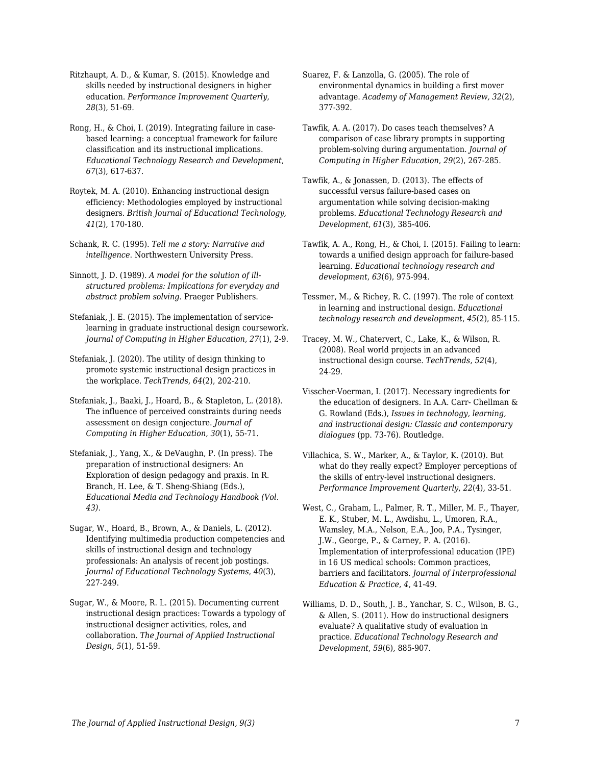Ritzhaupt, A. D., & Kumar, S. (2015). Knowledge and skills needed by instructional designers in higher education. *Performance Improvement Quarterly*, *28*(3), 51-69.

Rong, H., & Choi, I. (2019). Integrating failure in case-based learning: a conceptual framework for failure classification and its instructional implications. *Educational Technology Research and Development*, *67*(3), 617-637.

Roytek, M. A. (2010). Enhancing instructional design efficiency: Methodologies employed by instructional designers. *British Journal of Educational Technology*, *41*(2), 170-180.

Schank, R. C. (1995). *Tell me a story: Narrative and intelligence*. Northwestern University Press.

Sinnott, J. D. (1989). *A model for the solution of ill-structured problems: Implications for everyday and abstract problem solving*. Praeger Publishers.

Stefaniak, J. E. (2015). The implementation of service-learning in graduate instructional design coursework. *Journal of Computing in Higher Education*, *27*(1), 2-9.

Stefaniak, J. (2020). The utility of design thinking to promote systemic instructional design practices in the workplace. *TechTrends*, *64*(2), 202-210.

Stefaniak, J., Baaki, J., Hoard, B., & Stapleton, L. (2018). The influence of perceived constraints during needs assessment on design conjecture. *Journal of Computing in Higher Education*, *30*(1), 55-71.

Stefaniak, J., Yang, X., & DeVaughn, P. (In press). The preparation of instructional designers: An Exploration of design pedagogy and praxis. In R. Branch, H. Lee, & T. Sheng-Shiang (Eds.), *Educational Media and Technology Handbook (Vol. 43)*.

Sugar, W., Hoard, B., Brown, A., & Daniels, L. (2012). Identifying multimedia production competencies and skills of instructional design and technology professionals: An analysis of recent job postings. *Journal of Educational Technology Systems*, *40*(3), 227-249.

Sugar, W., & Moore, R. L. (2015). Documenting current instructional design practices: Towards a typology of instructional designer activities, roles, and collaboration. *The Journal of Applied Instructional Design*, *5*(1), 51-59.

Suarez, F. & Lanzolla, G. (2005). The role of environmental dynamics in building a first mover advantage. *Academy of Management Review, 32*(2), 377-392.

Tawfik, A. A. (2017). Do cases teach themselves? A comparison of case library prompts in supporting problem-solving during argumentation. *Journal of Computing in Higher Education, 29*(2), 267-285.

Tawfik, A., & Jonassen, D. (2013). The effects of successful versus failure-based cases on argumentation while solving decision-making problems. *Educational Technology Research and Development*, *61*(3), 385-406.

Tawfik, A. A., Rong, H., & Choi, I. (2015). Failing to learn: towards a unified design approach for failure-based learning. *Educational technology research and development*, *63*(6), 975-994.

Tessmer, M., & Richey, R. C. (1997). The role of context in learning and instructional design. *Educational technology research and development*, *45*(2), 85-115.

Tracey, M. W., Chatervert, C., Lake, K., & Wilson, R. (2008). Real world projects in an advanced instructional design course. *TechTrends*, *52*(4), 24-29.

Visscher-Voerman, I. (2017). Necessary ingredients for the education of designers. In A.A. Carr- Chellman & G. Rowland (Eds.), *Issues in technology, learning, and instructional design: Classic and contemporary dialogues* (pp. 73-76). Routledge.

Villachica, S. W., Marker, A., & Taylor, K. (2010). But what do they really expect? Employer perceptions of the skills of entry-level instructional designers. *Performance Improvement Quarterly*, *22*(4), 33-51.

West, C., Graham, L., Palmer, R. T., Miller, M. F., Thayer, E. K., Stuber, M. L., Awdishu, L., Umoren, R.A., Wamsley, M.A., Nelson, E.A., Joo, P.A., Tysinger, J.W., George, P., & Carney, P. A. (2016). Implementation of interprofessional education (IPE) in 16 US medical schools: Common practices, barriers and facilitators. *Journal of Interprofessional Education & Practice*, *4*, 41-49.

Williams, D. D., South, J. B., Yanchar, S. C., Wilson, B. G., & Allen, S. (2011). How do instructional designers evaluate? A qualitative study of evaluation in practice. *Educational Technology Research and Development*, *59*(6), 885-907.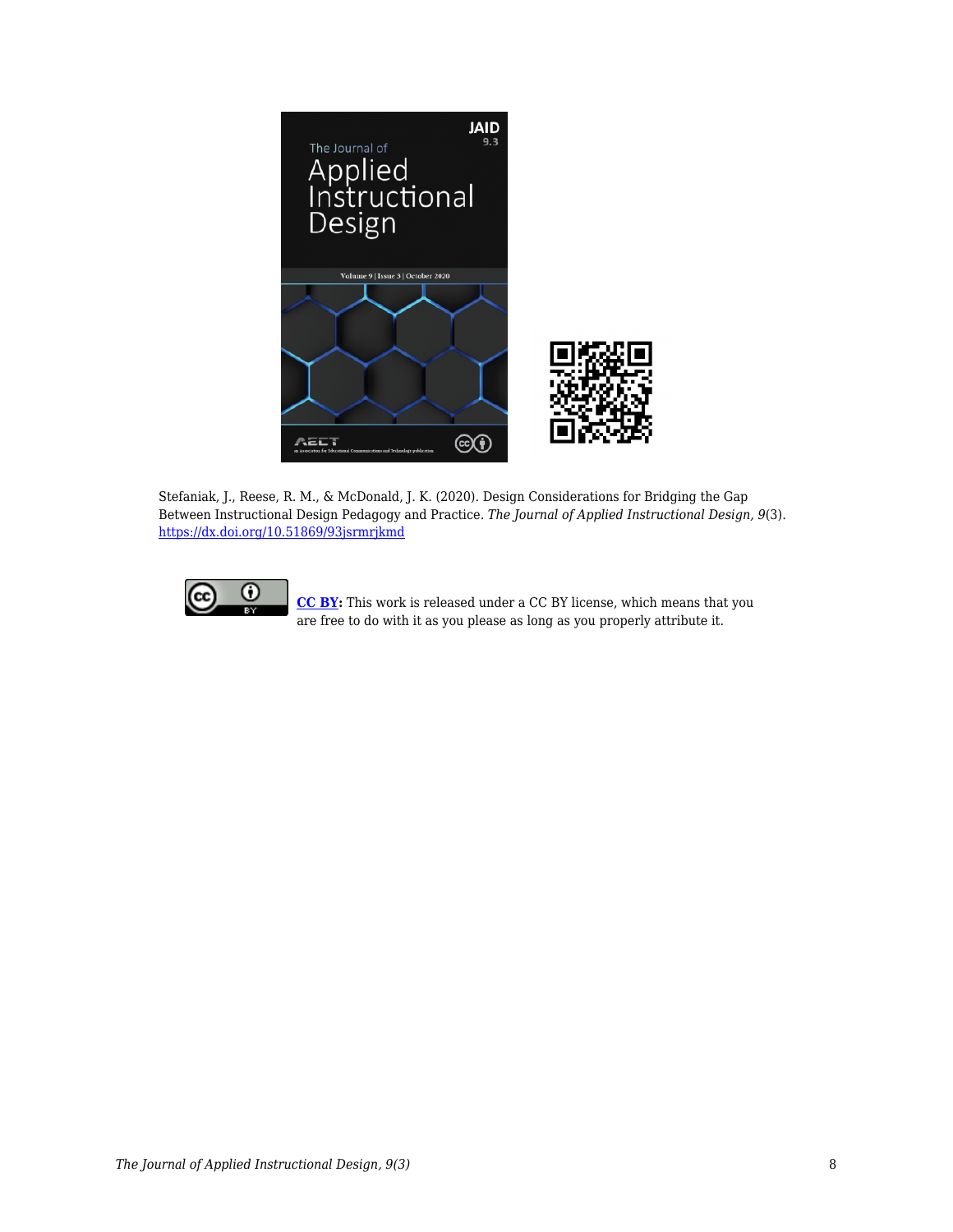Stefaniak, J., Reese, R. M., & McDonald, J. K. (2020). Design Considerations for Bridging the Gap Between Instructional Design Pedagogy and Practice. *The Journal of Applied Instructional Design, 9*(3). [https://dx.doi.org/10.51869/93jsrmrjkmd](https://dx.doi.org/10.51869/93jsrmrjkmd)

**[CC BY](https://creativecommons.org/licenses/by/4.0):** This work is released under a CC BY license, which means that you are free to do with it as you please as long as you properly attribute it.